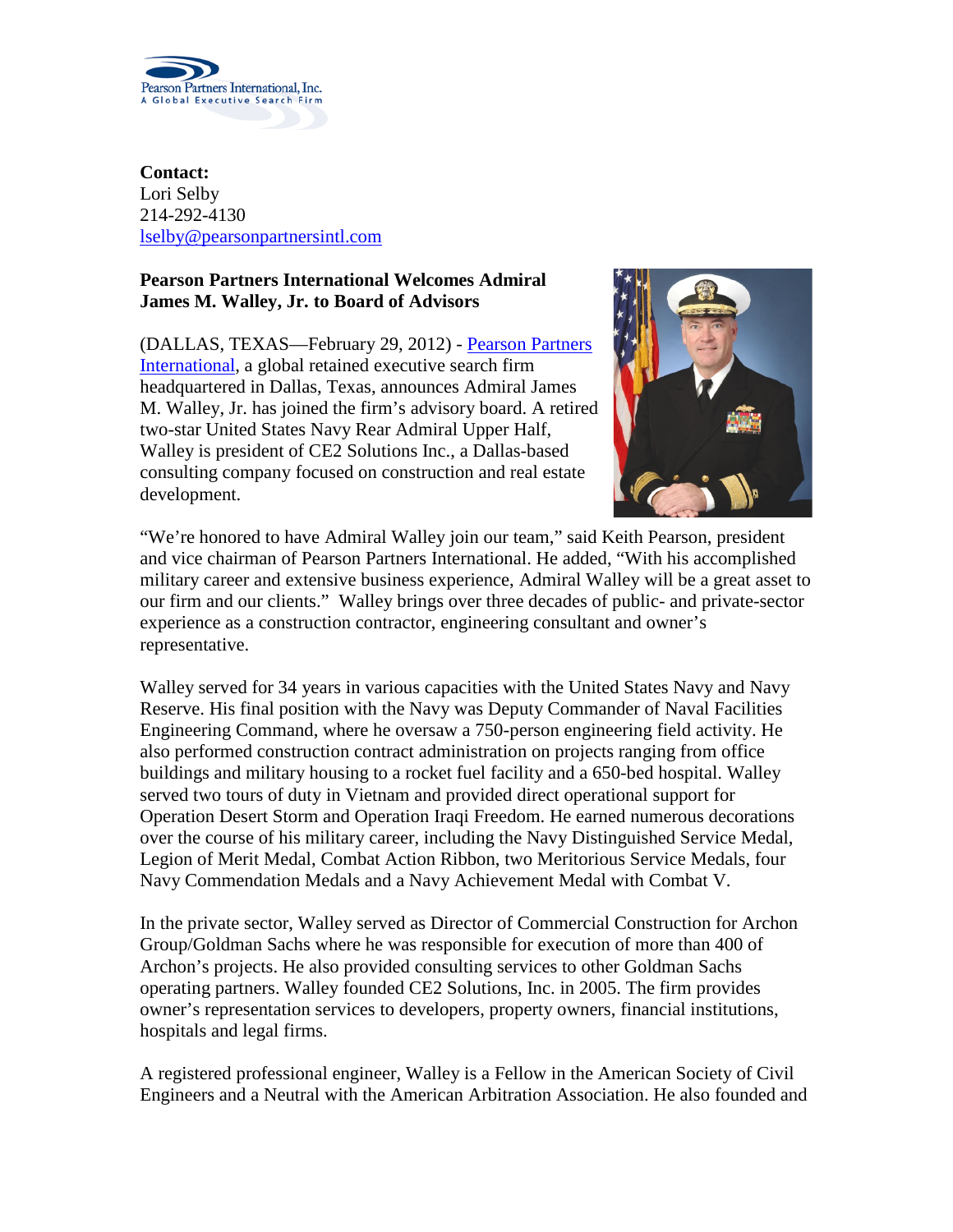Pearson Partners International, Inc.
A Global Executive Search Firm

**Contact:**
Lori Selby
214-292-4130
lselby@pearsonpartnersintl.com

**Pearson Partners International Welcomes Admiral James M. Walley, Jr. to Board of Advisors**

(DALLAS, TEXAS—February 29, 2012) - Pearson Partners International, a global retained executive search firm headquartered in Dallas, Texas, announces Admiral James M. Walley, Jr. has joined the firm's advisory board. A retired two-star United States Navy Rear Admiral Upper Half, Walley is president of CE2 Solutions Inc., a Dallas-based consulting company focused on construction and real estate development.

"We're honored to have Admiral Walley join our team," said Keith Pearson, president and vice chairman of Pearson Partners International. He added, "With his accomplished military career and extensive business experience, Admiral Walley will be a great asset to our firm and our clients." Walley brings over three decades of public- and private-sector experience as a construction contractor, engineering consultant and owner's representative.

Walley served for 34 years in various capacities with the United States Navy and Navy Reserve. His final position with the Navy was Deputy Commander of Naval Facilities Engineering Command, where he oversaw a 750-person engineering field activity. He also performed construction contract administration on projects ranging from office buildings and military housing to a rocket fuel facility and a 650-bed hospital. Walley served two tours of duty in Vietnam and provided direct operational support for Operation Desert Storm and Operation Iraqi Freedom. He earned numerous decorations over the course of his military career, including the Navy Distinguished Service Medal, Legion of Merit Medal, Combat Action Ribbon, two Meritorious Service Medals, four Navy Commendation Medals and a Navy Achievement Medal with Combat V.

In the private sector, Walley served as Director of Commercial Construction for Archon Group/Goldman Sachs where he was responsible for execution of more than 400 of Archon's projects. He also provided consulting services to other Goldman Sachs operating partners. Walley founded CE2 Solutions, Inc. in 2005. The firm provides owner's representation services to developers, property owners, financial institutions, hospitals and legal firms.

A registered professional engineer, Walley is a Fellow in the American Society of Civil Engineers and a Neutral with the American Arbitration Association. He also founded and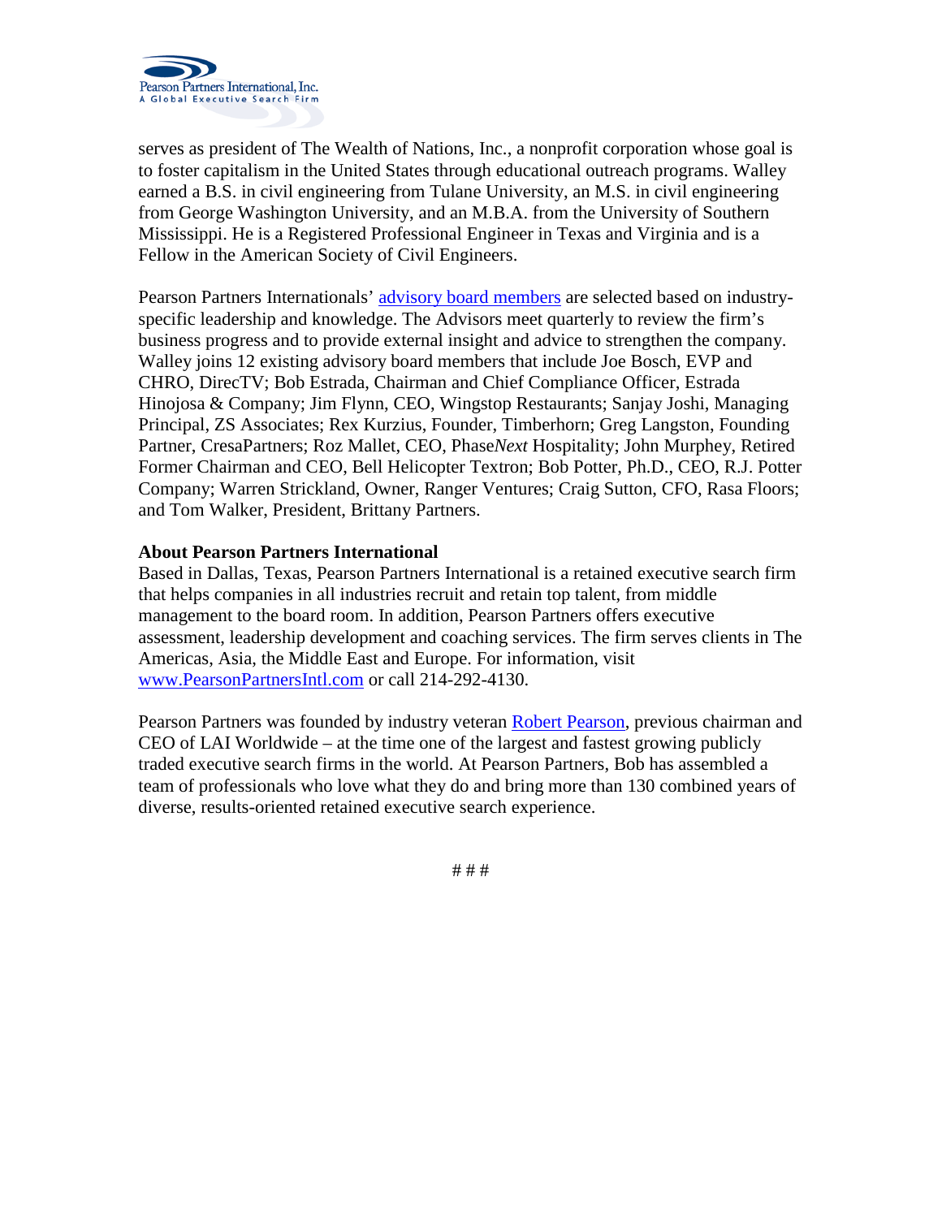serves as president of The Wealth of Nations, Inc., a nonprofit corporation whose goal is to foster capitalism in the United States through educational outreach programs. Walley earned a B.S. in civil engineering from Tulane University, an M.S. in civil engineering from George Washington University, and an M.B.A. from the University of Southern Mississippi. He is a Registered Professional Engineer in Texas and Virginia and is a Fellow in the American Society of Civil Engineers.

Pearson Partners Internationals' advisory board members are selected based on industry-specific leadership and knowledge. The Advisors meet quarterly to review the firm's business progress and to provide external insight and advice to strengthen the company. Walley joins 12 existing advisory board members that include Joe Bosch, EVP and CHRO, DirecTV; Bob Estrada, Chairman and Chief Compliance Officer, Estrada Hinojosa & Company; Jim Flynn, CEO, Wingstop Restaurants; Sanjay Joshi, Managing Principal, ZS Associates; Rex Kurzius, Founder, Timberhorn; Greg Langston, Founding Partner, CresaPartners; Roz Mallet, CEO, Phase*Next* Hospitality; John Murphey, Retired Former Chairman and CEO, Bell Helicopter Textron; Bob Potter, Ph.D., CEO, R.J. Potter Company; Warren Strickland, Owner, Ranger Ventures; Craig Sutton, CFO, Rasa Floors; and Tom Walker, President, Brittany Partners.

**About Pearson Partners International**

Based in Dallas, Texas, Pearson Partners International is a retained executive search firm that helps companies in all industries recruit and retain top talent, from middle management to the board room. In addition, Pearson Partners offers executive assessment, leadership development and coaching services. The firm serves clients in The Americas, Asia, the Middle East and Europe. For information, visit www.PearsonPartnersIntl.com or call 214-292-4130.

Pearson Partners was founded by industry veteran Robert Pearson, previous chairman and CEO of LAI Worldwide – at the time one of the largest and fastest growing publicly traded executive search firms in the world. At Pearson Partners, Bob has assembled a team of professionals who love what they do and bring more than 130 combined years of diverse, results-oriented retained executive search experience.

# # #